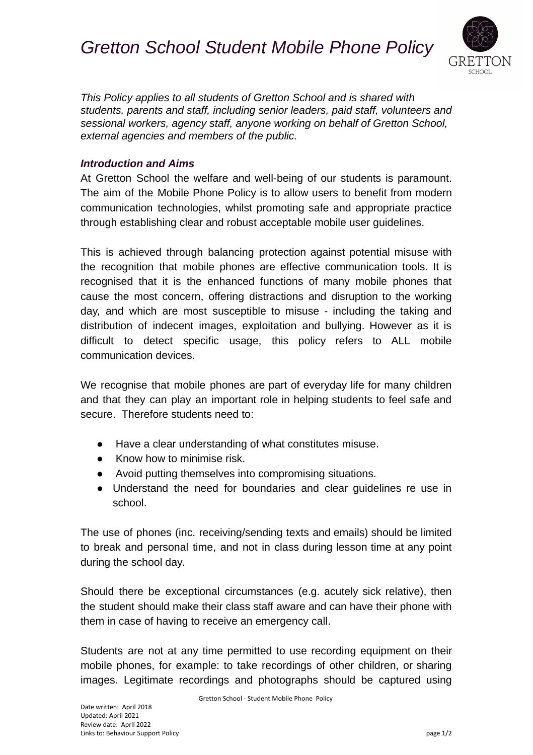# *Gretton School Student Mobile Phone Policy*

*This Policy applies to all students of Gretton School and is shared with students, parents and staff, including senior leaders, paid staff, volunteers and sessional workers, agency staff, anyone working on behalf of Gretton School, external agencies and members of the public.*

***Introduction and Aims***

At Gretton School the welfare and well-being of our students is paramount. The aim of the Mobile Phone Policy is to allow users to benefit from modern communication technologies, whilst promoting safe and appropriate practice through establishing clear and robust acceptable mobile user guidelines.

This is achieved through balancing protection against potential misuse with the recognition that mobile phones are effective communication tools. It is recognised that it is the enhanced functions of many mobile phones that cause the most concern, offering distractions and disruption to the working day, and which are most susceptible to misuse - including the taking and distribution of indecent images, exploitation and bullying. However as it is difficult to detect specific usage, this policy refers to ALL mobile communication devices.

We recognise that mobile phones are part of everyday life for many children and that they can play an important role in helping students to feel safe and secure. Therefore students need to:

- Have a clear understanding of what constitutes misuse.
- Know how to minimise risk.
- Avoid putting themselves into compromising situations.
- Understand the need for boundaries and clear guidelines re use in school.

The use of phones (inc. receiving/sending texts and emails) should be limited to break and personal time, and not in class during lesson time at any point during the school day.

Should there be exceptional circumstances (e.g. acutely sick relative), then the student should make their class staff aware and can have their phone with them in case of having to receive an emergency call.

Students are not at any time permitted to use recording equipment on their mobile phones, for example: to take recordings of other children, or sharing images. Legitimate recordings and photographs should be captured using

Date written: April 2018
Updated: April 2021
Review date: April 2022
Links to: Behaviour Support Policy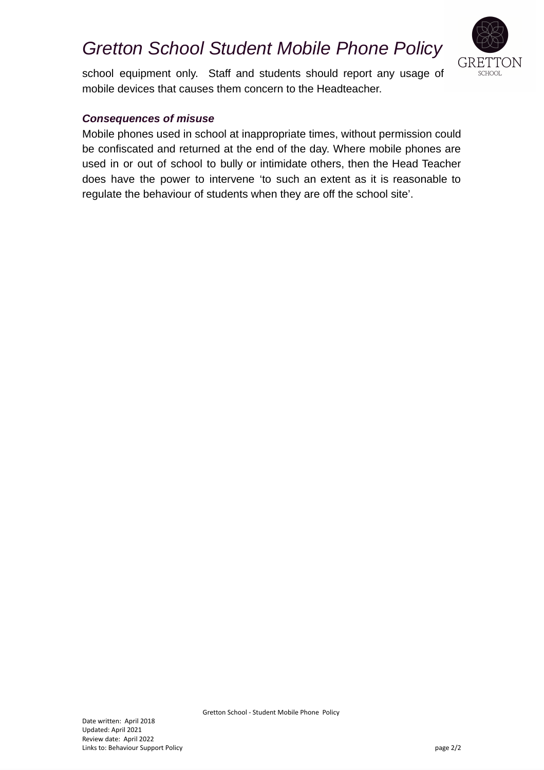school equipment only. Staff and students should report any usage of mobile devices that causes them concern to the Headteacher.

***Consequences of misuse***

Mobile phones used in school at inappropriate times, without permission could be confiscated and returned at the end of the day. Where mobile phones are used in or out of school to bully or intimidate others, then the Head Teacher does have the power to intervene 'to such an extent as it is reasonable to regulate the behaviour of students when they are off the school site'.

Date written: April 2018
Updated: April 2021
Review date: April 2022
Links to: Behaviour Support Policy